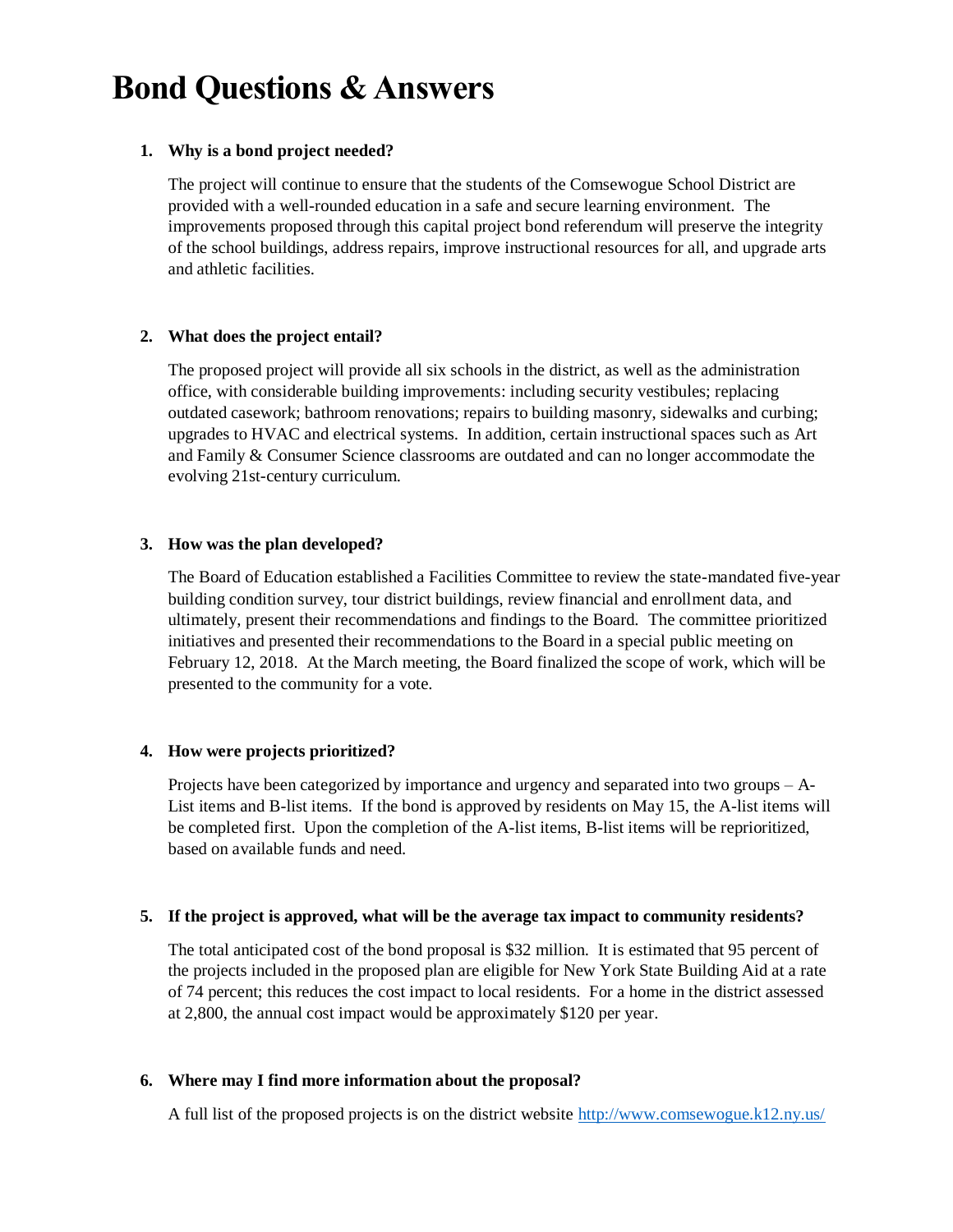# Bond Questions & Answers

1. **Why is a bond project needed?**

   The project will continue to ensure that the students of the Comsewogue School District are provided with a well-rounded education in a safe and secure learning environment. The improvements proposed through this capital project bond referendum will preserve the integrity of the school buildings, address repairs, improve instructional resources for all, and upgrade arts and athletic facilities.

2. **What does the project entail?**

   The proposed project will provide all six schools in the district, as well as the administration office, with considerable building improvements: including security vestibules; replacing outdated casework; bathroom renovations; repairs to building masonry, sidewalks and curbing; upgrades to HVAC and electrical systems. In addition, certain instructional spaces such as Art and Family & Consumer Science classrooms are outdated and can no longer accommodate the evolving 21st-century curriculum.

3. **How was the plan developed?**

   The Board of Education established a Facilities Committee to review the state-mandated five-year building condition survey, tour district buildings, review financial and enrollment data, and ultimately, present their recommendations and findings to the Board. The committee prioritized initiatives and presented their recommendations to the Board in a special public meeting on February 12, 2018. At the March meeting, the Board finalized the scope of work, which will be presented to the community for a vote.

4. **How were projects prioritized?**

   Projects have been categorized by importance and urgency and separated into two groups – A-List items and B-list items. If the bond is approved by residents on May 15, the A-list items will be completed first. Upon the completion of the A-list items, B-list items will be reprioritized, based on available funds and need.

5. **If the project is approved, what will be the average tax impact to community residents?**

   The total anticipated cost of the bond proposal is $32 million. It is estimated that 95 percent of the projects included in the proposed plan are eligible for New York State Building Aid at a rate of 74 percent; this reduces the cost impact to local residents. For a home in the district assessed at 2,800, the annual cost impact would be approximately $120 per year.

6. **Where may I find more information about the proposal?**

   A full list of the proposed projects is on the district website [http://www.comsewogue.k12.ny.us/](http://www.comsewogue.k12.ny.us/)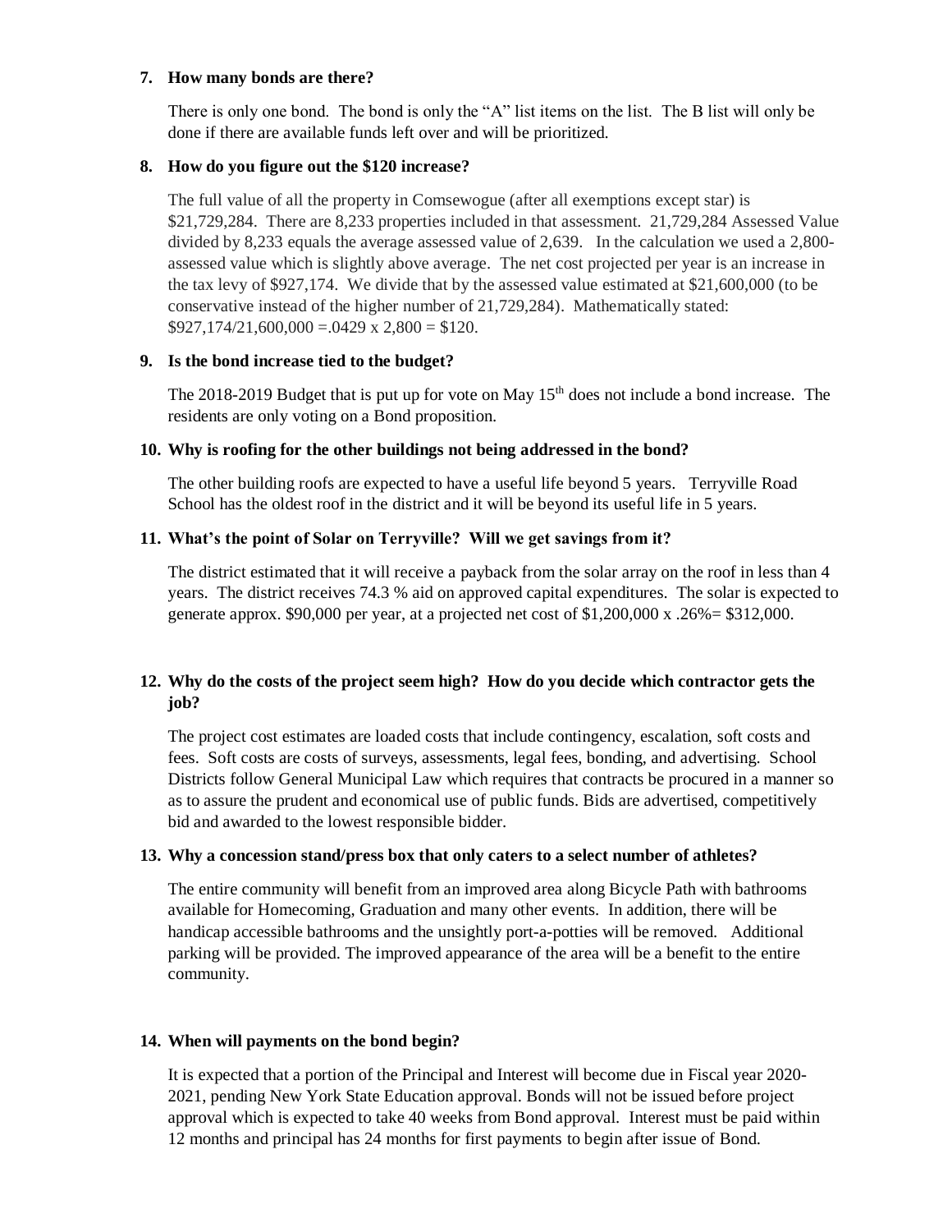**7. How many bonds are there?**

There is only one bond. The bond is only the "A" list items on the list. The B list will only be done if there are available funds left over and will be prioritized.

**8. How do you figure out the $120 increase?**

The full value of all the property in Comsewogue (after all exemptions except star) is $21,729,284. There are 8,233 properties included in that assessment. 21,729,284 Assessed Value divided by 8,233 equals the average assessed value of 2,639. In the calculation we used a 2,800-assessed value which is slightly above average. The net cost projected per year is an increase in the tax levy of $927,174. We divide that by the assessed value estimated at $21,600,000 (to be conservative instead of the higher number of 21,729,284). Mathematically stated: $927,174/21,600,000 =.0429 x 2,800 = $120.

**9. Is the bond increase tied to the budget?**

The 2018-2019 Budget that is put up for vote on May 15th does not include a bond increase. The residents are only voting on a Bond proposition.

**10. Why is roofing for the other buildings not being addressed in the bond?**

The other building roofs are expected to have a useful life beyond 5 years. Terryville Road School has the oldest roof in the district and it will be beyond its useful life in 5 years.

**11. What's the point of Solar on Terryville? Will we get savings from it?**

The district estimated that it will receive a payback from the solar array on the roof in less than 4 years. The district receives 74.3 % aid on approved capital expenditures. The solar is expected to generate approx. $90,000 per year, at a projected net cost of $1,200,000 x .26%= $312,000.

**12. Why do the costs of the project seem high? How do you decide which contractor gets the job?**

The project cost estimates are loaded costs that include contingency, escalation, soft costs and fees. Soft costs are costs of surveys, assessments, legal fees, bonding, and advertising. School Districts follow General Municipal Law which requires that contracts be procured in a manner so as to assure the prudent and economical use of public funds. Bids are advertised, competitively bid and awarded to the lowest responsible bidder.

**13. Why a concession stand/press box that only caters to a select number of athletes?**

The entire community will benefit from an improved area along Bicycle Path with bathrooms available for Homecoming, Graduation and many other events. In addition, there will be handicap accessible bathrooms and the unsightly port-a-potties will be removed. Additional parking will be provided. The improved appearance of the area will be a benefit to the entire community.

**14. When will payments on the bond begin?**

It is expected that a portion of the Principal and Interest will become due in Fiscal year 2020-2021, pending New York State Education approval. Bonds will not be issued before project approval which is expected to take 40 weeks from Bond approval. Interest must be paid within 12 months and principal has 24 months for first payments to begin after issue of Bond.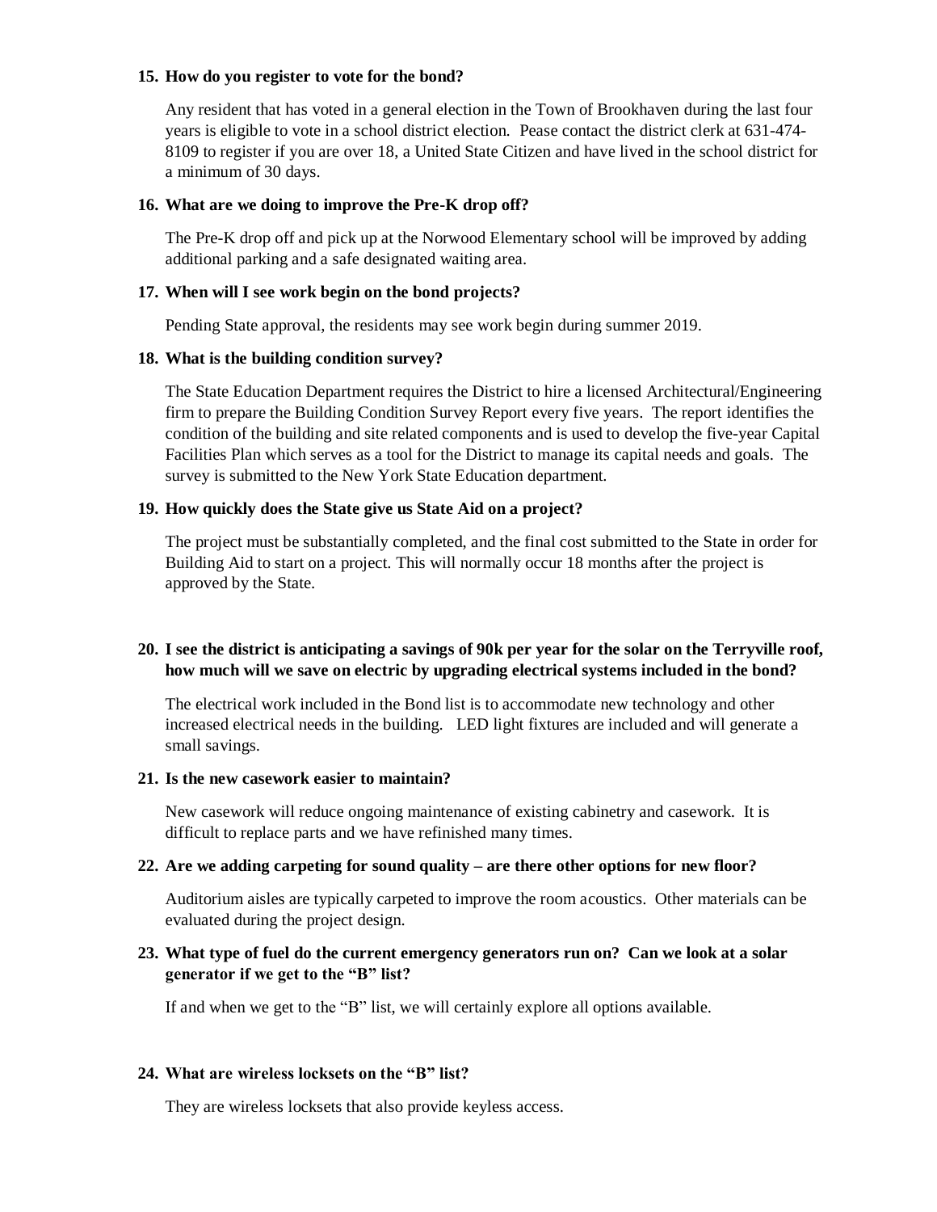**15. How do you register to vote for the bond?**

Any resident that has voted in a general election in the Town of Brookhaven during the last four years is eligible to vote in a school district election. Pease contact the district clerk at 631-474-8109 to register if you are over 18, a United State Citizen and have lived in the school district for a minimum of 30 days.

**16. What are we doing to improve the Pre-K drop off?**

The Pre-K drop off and pick up at the Norwood Elementary school will be improved by adding additional parking and a safe designated waiting area.

**17. When will I see work begin on the bond projects?**

Pending State approval, the residents may see work begin during summer 2019.

**18. What is the building condition survey?**

The State Education Department requires the District to hire a licensed Architectural/Engineering firm to prepare the Building Condition Survey Report every five years. The report identifies the condition of the building and site related components and is used to develop the five-year Capital Facilities Plan which serves as a tool for the District to manage its capital needs and goals. The survey is submitted to the New York State Education department.

**19. How quickly does the State give us State Aid on a project?**

The project must be substantially completed, and the final cost submitted to the State in order for Building Aid to start on a project. This will normally occur 18 months after the project is approved by the State.

**20. I see the district is anticipating a savings of 90k per year for the solar on the Terryville roof, how much will we save on electric by upgrading electrical systems included in the bond?**

The electrical work included in the Bond list is to accommodate new technology and other increased electrical needs in the building. LED light fixtures are included and will generate a small savings.

**21. Is the new casework easier to maintain?**

New casework will reduce ongoing maintenance of existing cabinetry and casework. It is difficult to replace parts and we have refinished many times.

**22. Are we adding carpeting for sound quality – are there other options for new floor?**

Auditorium aisles are typically carpeted to improve the room acoustics. Other materials can be evaluated during the project design.

**23. What type of fuel do the current emergency generators run on? Can we look at a solar generator if we get to the "B" list?**

If and when we get to the "B" list, we will certainly explore all options available.

**24. What are wireless locksets on the "B" list?**

They are wireless locksets that also provide keyless access.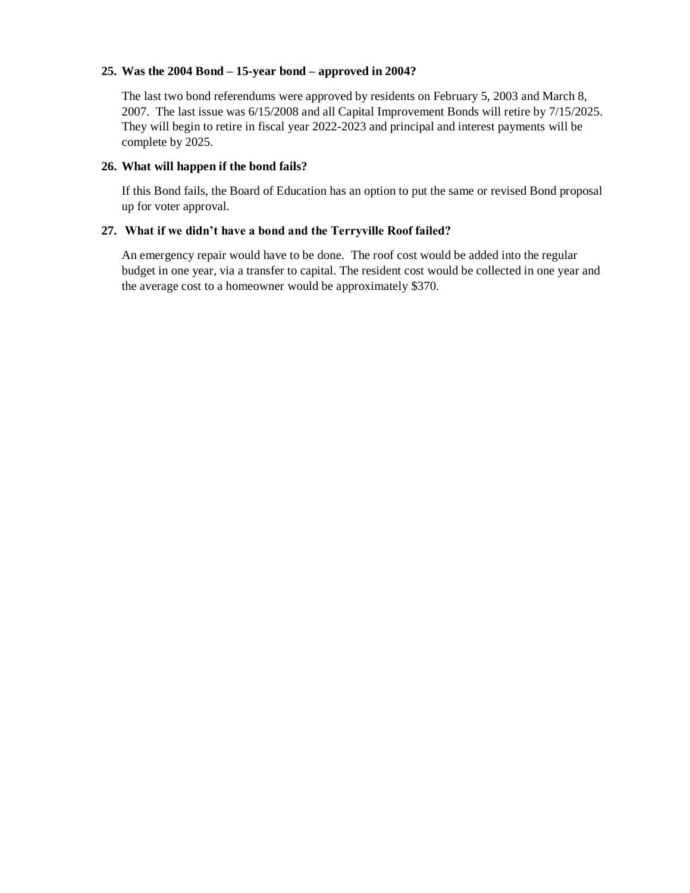**25. Was the 2004 Bond – 15-year bond – approved in 2004?**

The last two bond referendums were approved by residents on February 5, 2003 and March 8, 2007. The last issue was 6/15/2008 and all Capital Improvement Bonds will retire by 7/15/2025. They will begin to retire in fiscal year 2022-2023 and principal and interest payments will be complete by 2025.

**26. What will happen if the bond fails?**

If this Bond fails, the Board of Education has an option to put the same or revised Bond proposal up for voter approval.

**27. What if we didn't have a bond and the Terryville Roof failed?**

An emergency repair would have to be done. The roof cost would be added into the regular budget in one year, via a transfer to capital. The resident cost would be collected in one year and the average cost to a homeowner would be approximately $370.